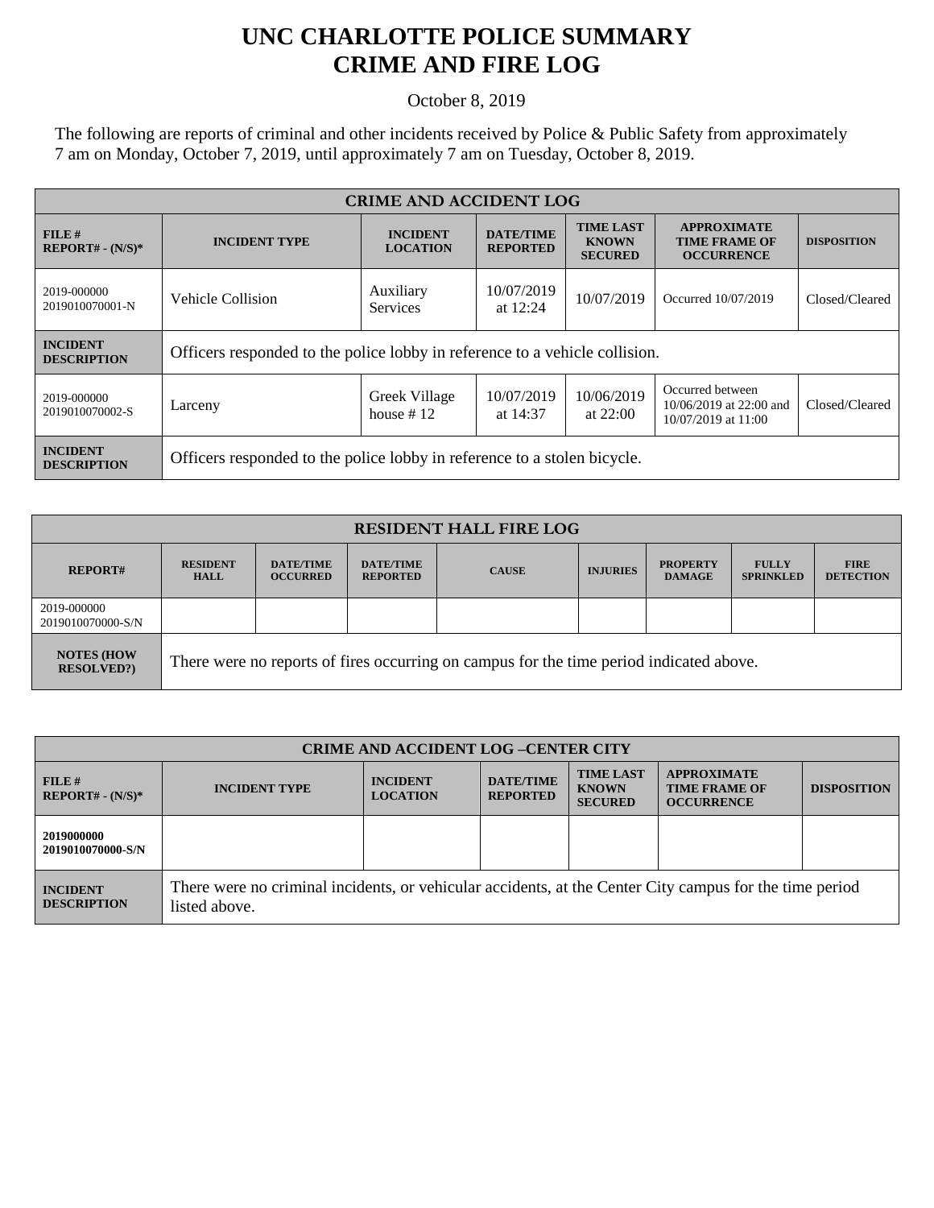# UNC CHARLOTTE POLICE SUMMARY
# CRIME AND FIRE LOG

October 8, 2019

The following are reports of criminal and other incidents received by Police & Public Safety from approximately 7 am on Monday, October 7, 2019, until approximately 7 am on Tuesday, October 8, 2019.

| CRIME AND ACCIDENT LOG | | | | | | |
|---|---|---|---|---|---|---|
| **FILE # REPORT# - (N/S)*** | **INCIDENT TYPE** | **INCIDENT LOCATION** | **DATE/TIME REPORTED** | **TIME LAST KNOWN SECURED** | **APPROXIMATE TIME FRAME OF OCCURRENCE** | **DISPOSITION** |
| 2019-000000 2019010070001-N | Vehicle Collision | Auxiliary Services | 10/07/2019 at 12:24 | 10/07/2019 | Occurred 10/07/2019 | Closed/Cleared |
| **INCIDENT DESCRIPTION** | Officers responded to the police lobby in reference to a vehicle collision. | | | | | |
| 2019-000000 2019010070002-S | Larceny | Greek Village house # 12 | 10/07/2019 at 14:37 | 10/06/2019 at 22:00 | Occurred between 10/06/2019 at 22:00 and 10/07/2019 at 11:00 | Closed/Cleared |
| **INCIDENT DESCRIPTION** | Officers responded to the police lobby in reference to a stolen bicycle. | | | | | |

| RESIDENT HALL FIRE LOG | | | | | | | | |
|---|---|---|---|---|---|---|---|---|
| **REPORT#** | **RESIDENT HALL** | **DATE/TIME OCCURRED** | **DATE/TIME REPORTED** | **CAUSE** | **INJURIES** | **PROPERTY DAMAGE** | **FULLY SPRINKLED** | **FIRE DETECTION** |
| 2019-000000 2019010070000-S/N | | | | | | | | |
| **NOTES (HOW RESOLVED?)** | There were no reports of fires occurring on campus for the time period indicated above. | | | | | | | |

| CRIME AND ACCIDENT LOG –CENTER CITY | | | | | | |
|---|---|---|---|---|---|---|
| **FILE # REPORT# - (N/S)*** | **INCIDENT TYPE** | **INCIDENT LOCATION** | **DATE/TIME REPORTED** | **TIME LAST KNOWN SECURED** | **APPROXIMATE TIME FRAME OF OCCURRENCE** | **DISPOSITION** |
| **2019000000 2019010070000-S/N** | | | | | | |
| **INCIDENT DESCRIPTION** | There were no criminal incidents, or vehicular accidents, at the Center City campus for the time period listed above. | | | | | |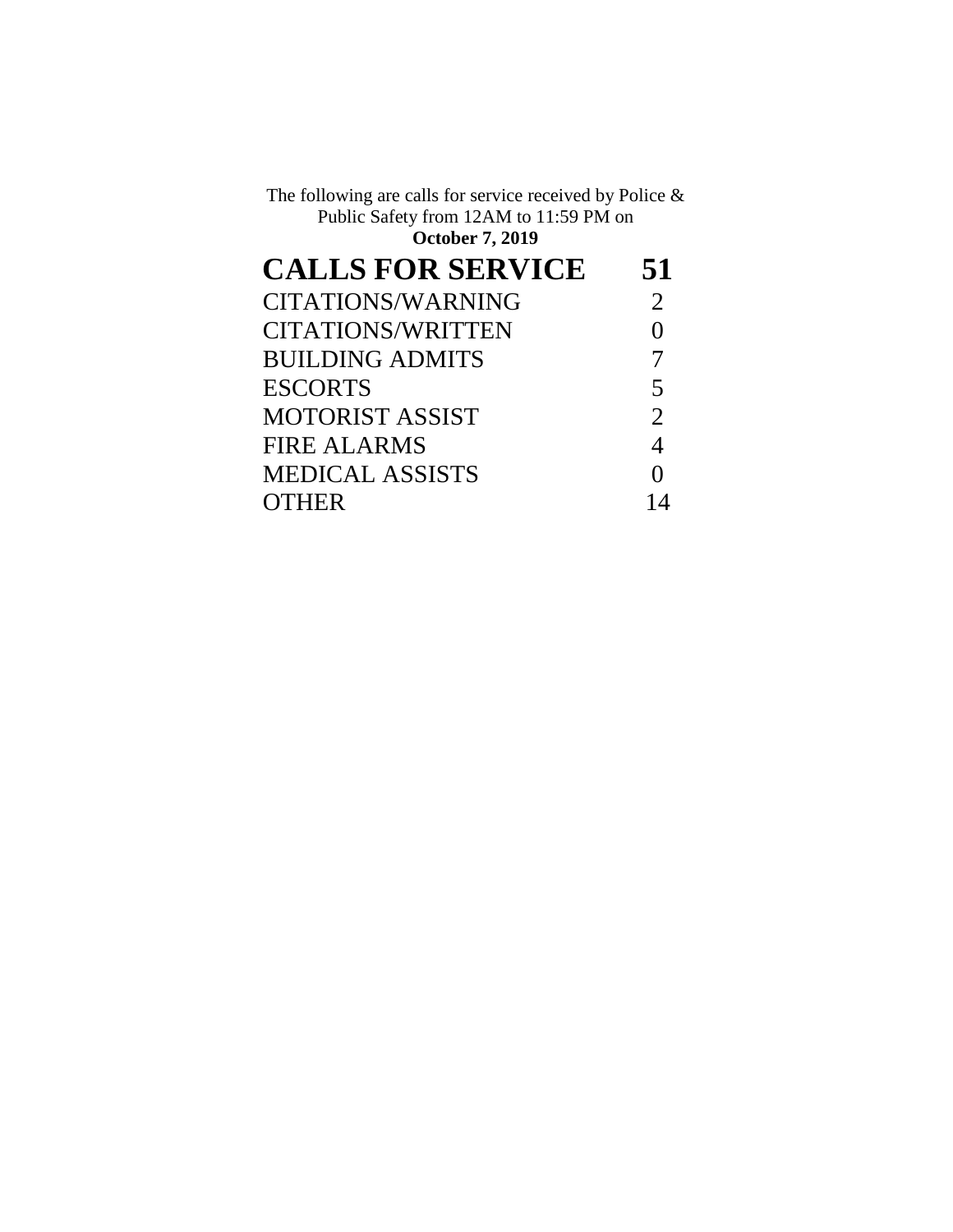The following are calls for service received by Police & Public Safety from 12AM to 11:59 PM on

**October 7, 2019**

| | |
|---|---|
| **CALLS FOR SERVICE** | **51** |
| CITATIONS/WARNING | 2 |
| CITATIONS/WRITTEN | 0 |
| BUILDING ADMITS | 7 |
| ESCORTS | 5 |
| MOTORIST ASSIST | 2 |
| FIRE ALARMS | 4 |
| MEDICAL ASSISTS | 0 |
| OTHER | 14 |